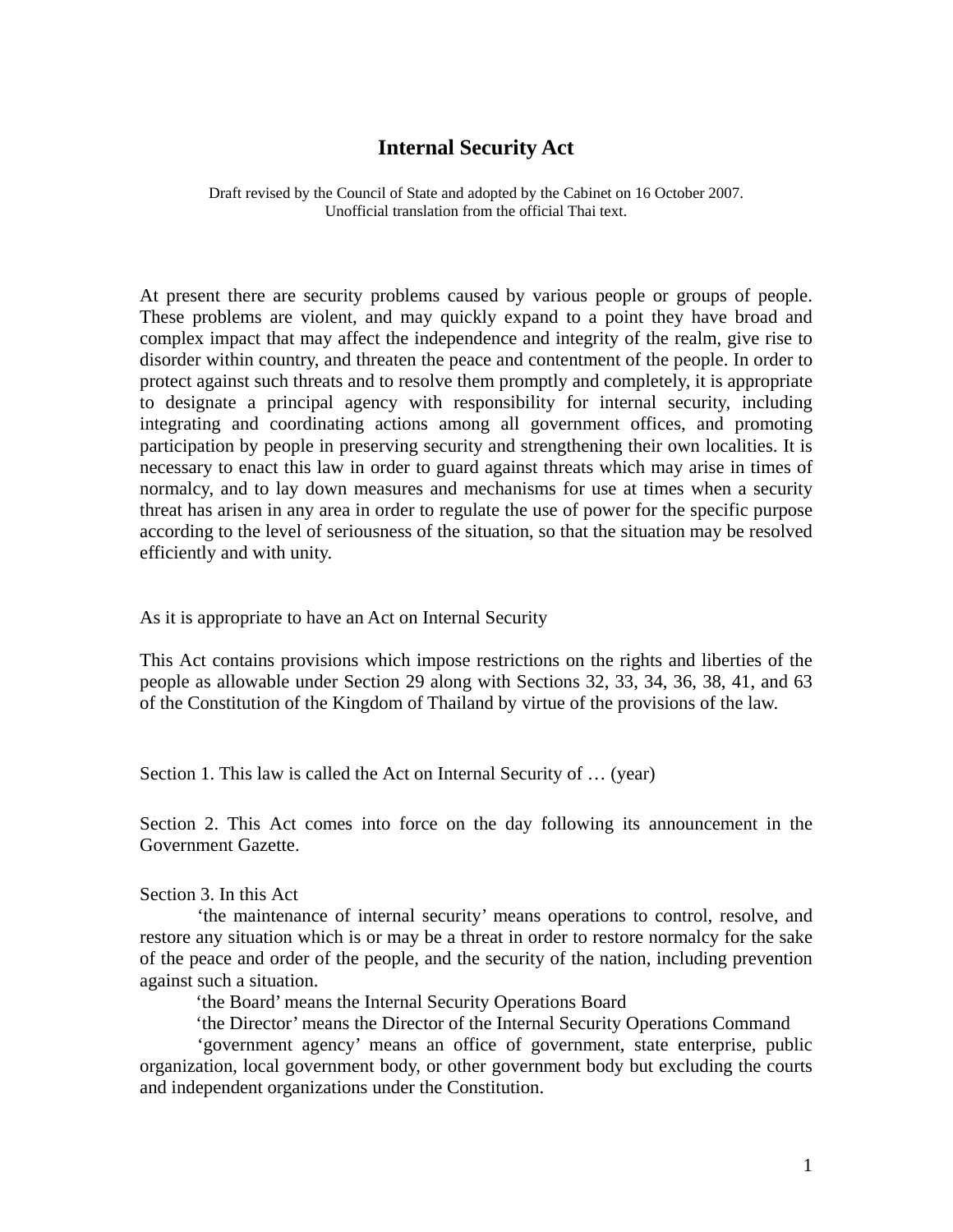# Internal Security Act

Draft revised by the Council of State and adopted by the Cabinet on 16 October 2007.
Unofficial translation from the official Thai text.

At present there are security problems caused by various people or groups of people. These problems are violent, and may quickly expand to a point they have broad and complex impact that may affect the independence and integrity of the realm, give rise to disorder within country, and threaten the peace and contentment of the people. In order to protect against such threats and to resolve them promptly and completely, it is appropriate to designate a principal agency with responsibility for internal security, including integrating and coordinating actions among all government offices, and promoting participation by people in preserving security and strengthening their own localities. It is necessary to enact this law in order to guard against threats which may arise in times of normalcy, and to lay down measures and mechanisms for use at times when a security threat has arisen in any area in order to regulate the use of power for the specific purpose according to the level of seriousness of the situation, so that the situation may be resolved efficiently and with unity.

As it is appropriate to have an Act on Internal Security

This Act contains provisions which impose restrictions on the rights and liberties of the people as allowable under Section 29 along with Sections 32, 33, 34, 36, 38, 41, and 63 of the Constitution of the Kingdom of Thailand by virtue of the provisions of the law.

Section 1. This law is called the Act on Internal Security of … (year)

Section 2. This Act comes into force on the day following its announcement in the Government Gazette.

Section 3. In this Act

'the maintenance of internal security' means operations to control, resolve, and restore any situation which is or may be a threat in order to restore normalcy for the sake of the peace and order of the people, and the security of the nation, including prevention against such a situation.

'the Board' means the Internal Security Operations Board

'the Director' means the Director of the Internal Security Operations Command

'government agency' means an office of government, state enterprise, public organization, local government body, or other government body but excluding the courts and independent organizations under the Constitution.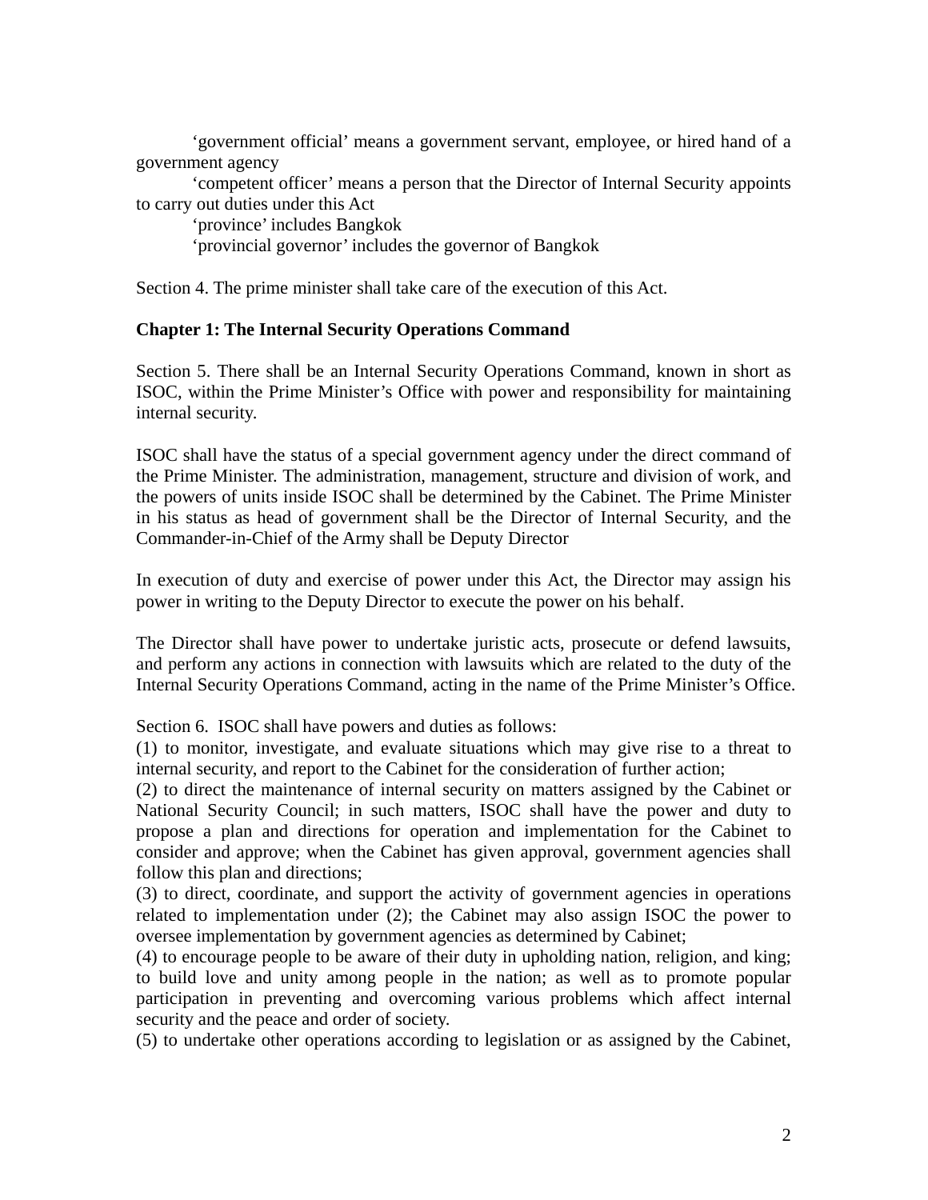'government official' means a government servant, employee, or hired hand of a government agency

'competent officer' means a person that the Director of Internal Security appoints to carry out duties under this Act

'province' includes Bangkok

'provincial governor' includes the governor of Bangkok

Section 4. The prime minister shall take care of the execution of this Act.

**Chapter 1: The Internal Security Operations Command**

Section 5. There shall be an Internal Security Operations Command, known in short as ISOC, within the Prime Minister's Office with power and responsibility for maintaining internal security.

ISOC shall have the status of a special government agency under the direct command of the Prime Minister. The administration, management, structure and division of work, and the powers of units inside ISOC shall be determined by the Cabinet. The Prime Minister in his status as head of government shall be the Director of Internal Security, and the Commander-in-Chief of the Army shall be Deputy Director

In execution of duty and exercise of power under this Act, the Director may assign his power in writing to the Deputy Director to execute the power on his behalf.

The Director shall have power to undertake juristic acts, prosecute or defend lawsuits, and perform any actions in connection with lawsuits which are related to the duty of the Internal Security Operations Command, acting in the name of the Prime Minister's Office.

Section 6. ISOC shall have powers and duties as follows:

(1) to monitor, investigate, and evaluate situations which may give rise to a threat to internal security, and report to the Cabinet for the consideration of further action;

(2) to direct the maintenance of internal security on matters assigned by the Cabinet or National Security Council; in such matters, ISOC shall have the power and duty to propose a plan and directions for operation and implementation for the Cabinet to consider and approve; when the Cabinet has given approval, government agencies shall follow this plan and directions;

(3) to direct, coordinate, and support the activity of government agencies in operations related to implementation under (2); the Cabinet may also assign ISOC the power to oversee implementation by government agencies as determined by Cabinet;

(4) to encourage people to be aware of their duty in upholding nation, religion, and king; to build love and unity among people in the nation; as well as to promote popular participation in preventing and overcoming various problems which affect internal security and the peace and order of society.

(5) to undertake other operations according to legislation or as assigned by the Cabinet,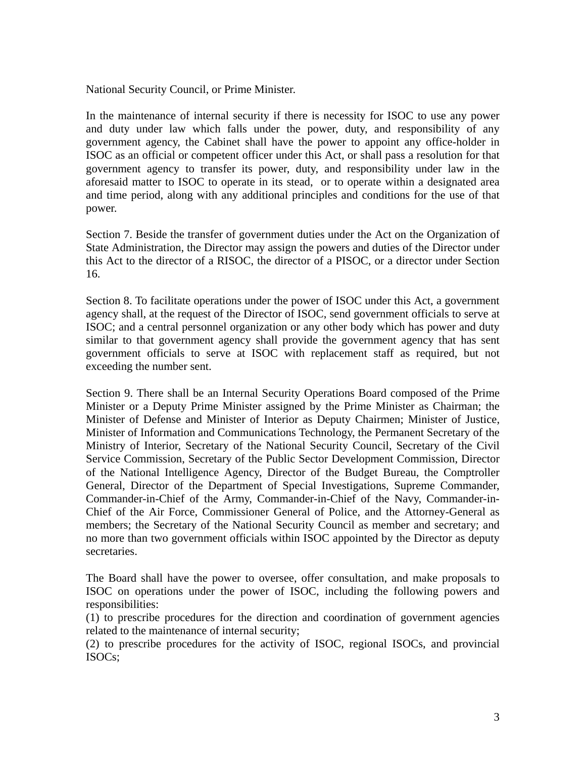National Security Council, or Prime Minister.

In the maintenance of internal security if there is necessity for ISOC to use any power and duty under law which falls under the power, duty, and responsibility of any government agency, the Cabinet shall have the power to appoint any office-holder in ISOC as an official or competent officer under this Act, or shall pass a resolution for that government agency to transfer its power, duty, and responsibility under law in the aforesaid matter to ISOC to operate in its stead, or to operate within a designated area and time period, along with any additional principles and conditions for the use of that power.

Section 7. Beside the transfer of government duties under the Act on the Organization of State Administration, the Director may assign the powers and duties of the Director under this Act to the director of a RISOC, the director of a PISOC, or a director under Section 16.

Section 8. To facilitate operations under the power of ISOC under this Act, a government agency shall, at the request of the Director of ISOC, send government officials to serve at ISOC; and a central personnel organization or any other body which has power and duty similar to that government agency shall provide the government agency that has sent government officials to serve at ISOC with replacement staff as required, but not exceeding the number sent.

Section 9. There shall be an Internal Security Operations Board composed of the Prime Minister or a Deputy Prime Minister assigned by the Prime Minister as Chairman; the Minister of Defense and Minister of Interior as Deputy Chairmen; Minister of Justice, Minister of Information and Communications Technology, the Permanent Secretary of the Ministry of Interior, Secretary of the National Security Council, Secretary of the Civil Service Commission, Secretary of the Public Sector Development Commission, Director of the National Intelligence Agency, Director of the Budget Bureau, the Comptroller General, Director of the Department of Special Investigations, Supreme Commander, Commander-in-Chief of the Army, Commander-in-Chief of the Navy, Commander-in-Chief of the Air Force, Commissioner General of Police, and the Attorney-General as members; the Secretary of the National Security Council as member and secretary; and no more than two government officials within ISOC appointed by the Director as deputy secretaries.

The Board shall have the power to oversee, offer consultation, and make proposals to ISOC on operations under the power of ISOC, including the following powers and responsibilities:
(1) to prescribe procedures for the direction and coordination of government agencies related to the maintenance of internal security;
(2) to prescribe procedures for the activity of ISOC, regional ISOCs, and provincial ISOCs;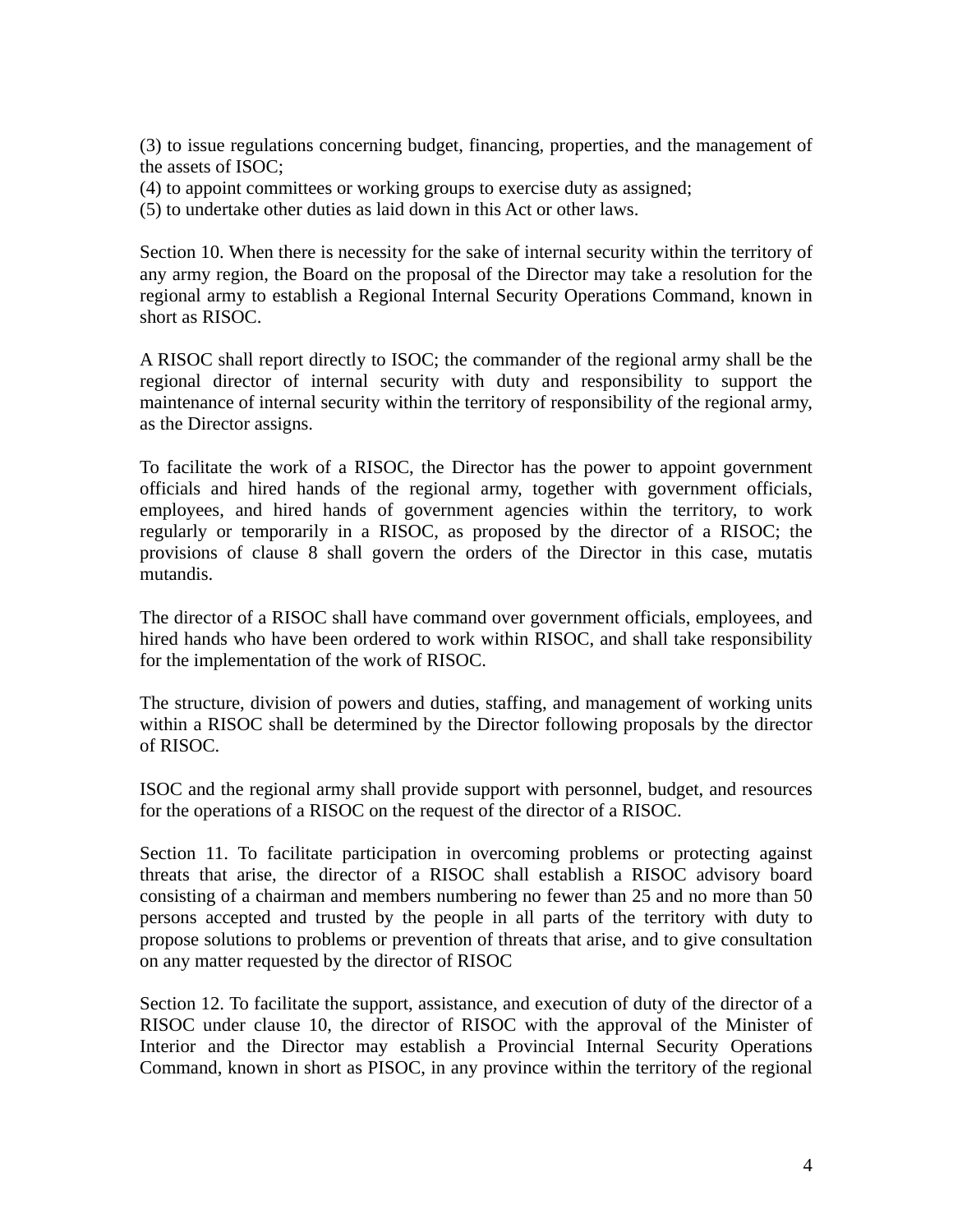(3) to issue regulations concerning budget, financing, properties, and the management of the assets of ISOC;
(4) to appoint committees or working groups to exercise duty as assigned;
(5) to undertake other duties as laid down in this Act or other laws.

Section 10. When there is necessity for the sake of internal security within the territory of any army region, the Board on the proposal of the Director may take a resolution for the regional army to establish a Regional Internal Security Operations Command, known in short as RISOC.

A RISOC shall report directly to ISOC; the commander of the regional army shall be the regional director of internal security with duty and responsibility to support the maintenance of internal security within the territory of responsibility of the regional army, as the Director assigns.

To facilitate the work of a RISOC, the Director has the power to appoint government officials and hired hands of the regional army, together with government officials, employees, and hired hands of government agencies within the territory, to work regularly or temporarily in a RISOC, as proposed by the director of a RISOC; the provisions of clause 8 shall govern the orders of the Director in this case, mutatis mutandis.

The director of a RISOC shall have command over government officials, employees, and hired hands who have been ordered to work within RISOC, and shall take responsibility for the implementation of the work of RISOC.

The structure, division of powers and duties, staffing, and management of working units within a RISOC shall be determined by the Director following proposals by the director of RISOC.

ISOC and the regional army shall provide support with personnel, budget, and resources for the operations of a RISOC on the request of the director of a RISOC.

Section 11. To facilitate participation in overcoming problems or protecting against threats that arise, the director of a RISOC shall establish a RISOC advisory board consisting of a chairman and members numbering no fewer than 25 and no more than 50 persons accepted and trusted by the people in all parts of the territory with duty to propose solutions to problems or prevention of threats that arise, and to give consultation on any matter requested by the director of RISOC

Section 12. To facilitate the support, assistance, and execution of duty of the director of a RISOC under clause 10, the director of RISOC with the approval of the Minister of Interior and the Director may establish a Provincial Internal Security Operations Command, known in short as PISOC, in any province within the territory of the regional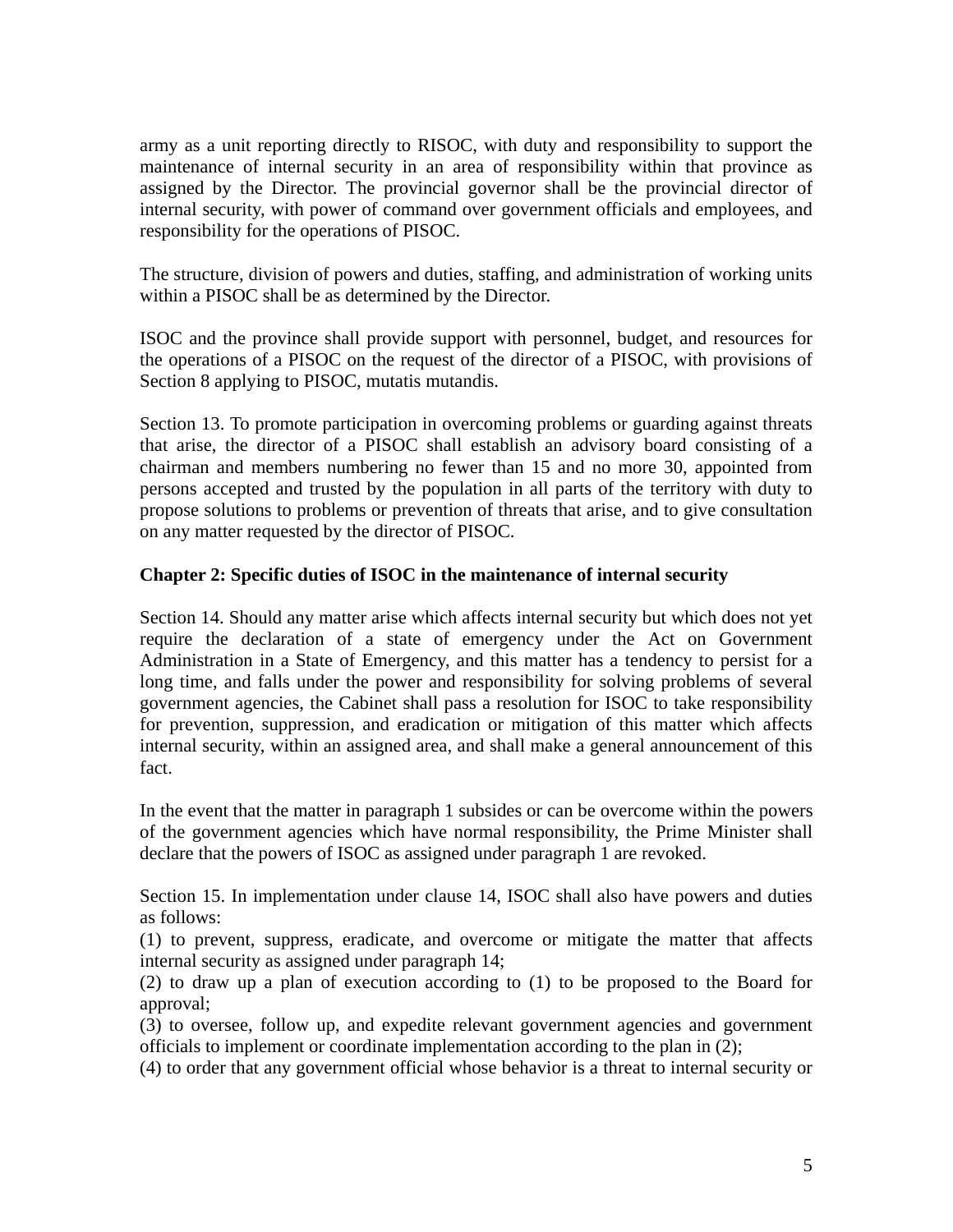army as a unit reporting directly to RISOC, with duty and responsibility to support the maintenance of internal security in an area of responsibility within that province as assigned by the Director. The provincial governor shall be the provincial director of internal security, with power of command over government officials and employees, and responsibility for the operations of PISOC.

The structure, division of powers and duties, staffing, and administration of working units within a PISOC shall be as determined by the Director.

ISOC and the province shall provide support with personnel, budget, and resources for the operations of a PISOC on the request of the director of a PISOC, with provisions of Section 8 applying to PISOC, mutatis mutandis.

Section 13. To promote participation in overcoming problems or guarding against threats that arise, the director of a PISOC shall establish an advisory board consisting of a chairman and members numbering no fewer than 15 and no more 30, appointed from persons accepted and trusted by the population in all parts of the territory with duty to propose solutions to problems or prevention of threats that arise, and to give consultation on any matter requested by the director of PISOC.

**Chapter 2: Specific duties of ISOC in the maintenance of internal security**

Section 14. Should any matter arise which affects internal security but which does not yet require the declaration of a state of emergency under the Act on Government Administration in a State of Emergency, and this matter has a tendency to persist for a long time, and falls under the power and responsibility for solving problems of several government agencies, the Cabinet shall pass a resolution for ISOC to take responsibility for prevention, suppression, and eradication or mitigation of this matter which affects internal security, within an assigned area, and shall make a general announcement of this fact.

In the event that the matter in paragraph 1 subsides or can be overcome within the powers of the government agencies which have normal responsibility, the Prime Minister shall declare that the powers of ISOC as assigned under paragraph 1 are revoked.

Section 15. In implementation under clause 14, ISOC shall also have powers and duties as follows:
(1) to prevent, suppress, eradicate, and overcome or mitigate the matter that affects internal security as assigned under paragraph 14;
(2) to draw up a plan of execution according to (1) to be proposed to the Board for approval;
(3) to oversee, follow up, and expedite relevant government agencies and government officials to implement or coordinate implementation according to the plan in (2);
(4) to order that any government official whose behavior is a threat to internal security or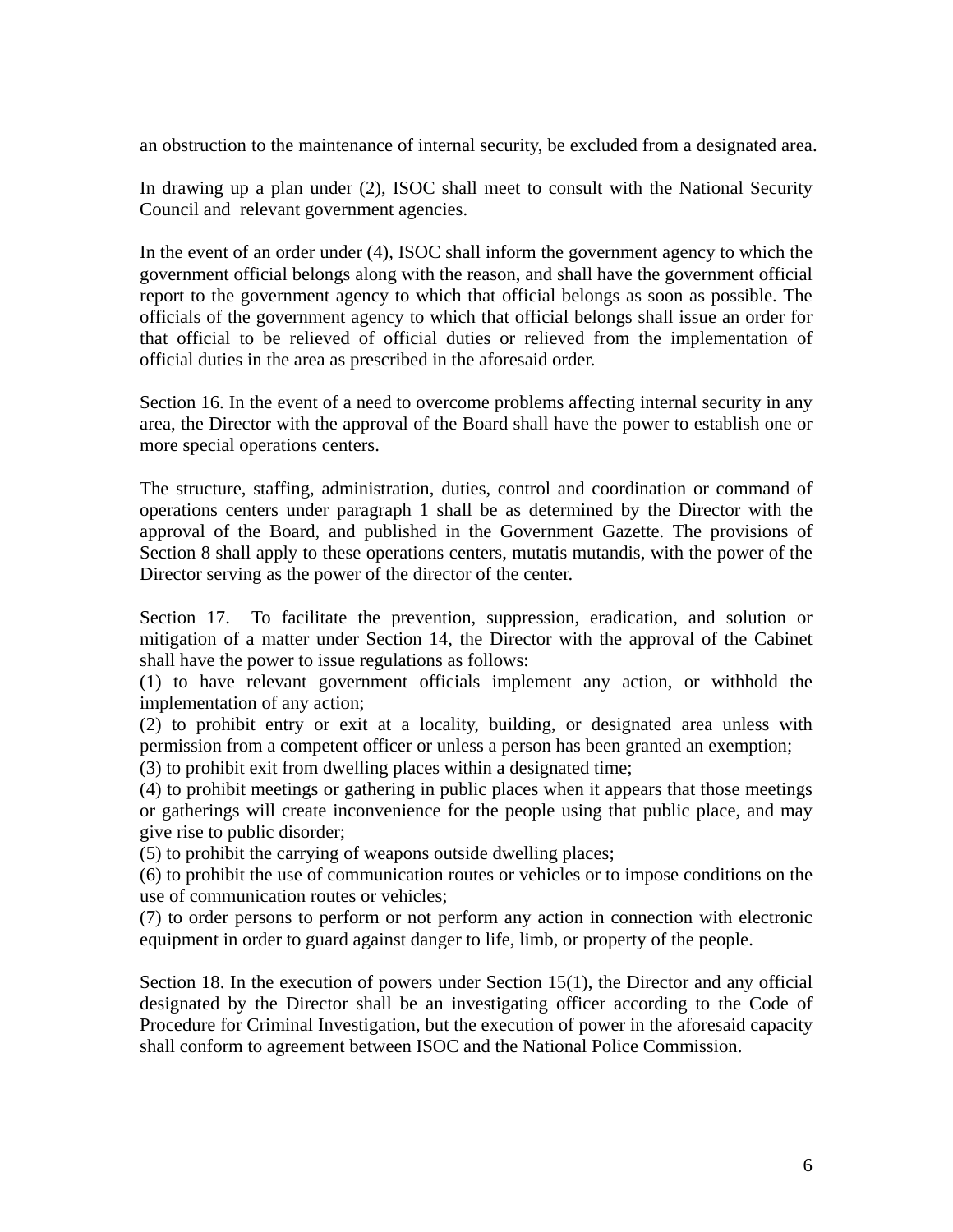an obstruction to the maintenance of internal security, be excluded from a designated area.

In drawing up a plan under (2), ISOC shall meet to consult with the National Security Council and relevant government agencies.

In the event of an order under (4), ISOC shall inform the government agency to which the government official belongs along with the reason, and shall have the government official report to the government agency to which that official belongs as soon as possible. The officials of the government agency to which that official belongs shall issue an order for that official to be relieved of official duties or relieved from the implementation of official duties in the area as prescribed in the aforesaid order.

Section 16. In the event of a need to overcome problems affecting internal security in any area, the Director with the approval of the Board shall have the power to establish one or more special operations centers.

The structure, staffing, administration, duties, control and coordination or command of operations centers under paragraph 1 shall be as determined by the Director with the approval of the Board, and published in the Government Gazette. The provisions of Section 8 shall apply to these operations centers, mutatis mutandis, with the power of the Director serving as the power of the director of the center.

Section 17. To facilitate the prevention, suppression, eradication, and solution or mitigation of a matter under Section 14, the Director with the approval of the Cabinet shall have the power to issue regulations as follows:
(1) to have relevant government officials implement any action, or withhold the implementation of any action;
(2) to prohibit entry or exit at a locality, building, or designated area unless with permission from a competent officer or unless a person has been granted an exemption;
(3) to prohibit exit from dwelling places within a designated time;
(4) to prohibit meetings or gathering in public places when it appears that those meetings or gatherings will create inconvenience for the people using that public place, and may give rise to public disorder;
(5) to prohibit the carrying of weapons outside dwelling places;
(6) to prohibit the use of communication routes or vehicles or to impose conditions on the use of communication routes or vehicles;
(7) to order persons to perform or not perform any action in connection with electronic equipment in order to guard against danger to life, limb, or property of the people.

Section 18. In the execution of powers under Section 15(1), the Director and any official designated by the Director shall be an investigating officer according to the Code of Procedure for Criminal Investigation, but the execution of power in the aforesaid capacity shall conform to agreement between ISOC and the National Police Commission.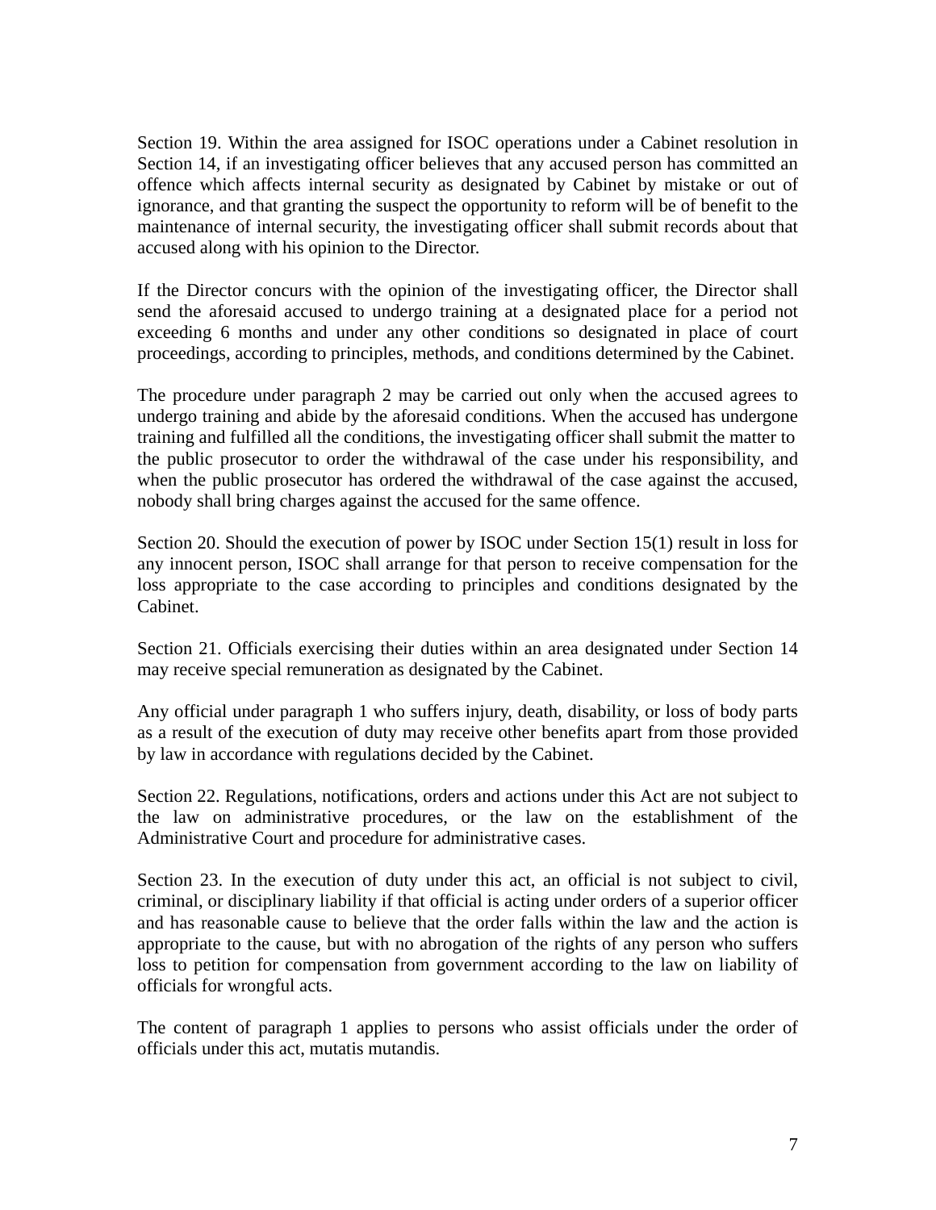Section 19. Within the area assigned for ISOC operations under a Cabinet resolution in Section 14, if an investigating officer believes that any accused person has committed an offence which affects internal security as designated by Cabinet by mistake or out of ignorance, and that granting the suspect the opportunity to reform will be of benefit to the maintenance of internal security, the investigating officer shall submit records about that accused along with his opinion to the Director.

If the Director concurs with the opinion of the investigating officer, the Director shall send the aforesaid accused to undergo training at a designated place for a period not exceeding 6 months and under any other conditions so designated in place of court proceedings, according to principles, methods, and conditions determined by the Cabinet.

The procedure under paragraph 2 may be carried out only when the accused agrees to undergo training and abide by the aforesaid conditions. When the accused has undergone training and fulfilled all the conditions, the investigating officer shall submit the matter to the public prosecutor to order the withdrawal of the case under his responsibility, and when the public prosecutor has ordered the withdrawal of the case against the accused, nobody shall bring charges against the accused for the same offence.

Section 20. Should the execution of power by ISOC under Section 15(1) result in loss for any innocent person, ISOC shall arrange for that person to receive compensation for the loss appropriate to the case according to principles and conditions designated by the Cabinet.

Section 21. Officials exercising their duties within an area designated under Section 14 may receive special remuneration as designated by the Cabinet.

Any official under paragraph 1 who suffers injury, death, disability, or loss of body parts as a result of the execution of duty may receive other benefits apart from those provided by law in accordance with regulations decided by the Cabinet.

Section 22. Regulations, notifications, orders and actions under this Act are not subject to the law on administrative procedures, or the law on the establishment of the Administrative Court and procedure for administrative cases.

Section 23. In the execution of duty under this act, an official is not subject to civil, criminal, or disciplinary liability if that official is acting under orders of a superior officer and has reasonable cause to believe that the order falls within the law and the action is appropriate to the cause, but with no abrogation of the rights of any person who suffers loss to petition for compensation from government according to the law on liability of officials for wrongful acts.

The content of paragraph 1 applies to persons who assist officials under the order of officials under this act, mutatis mutandis.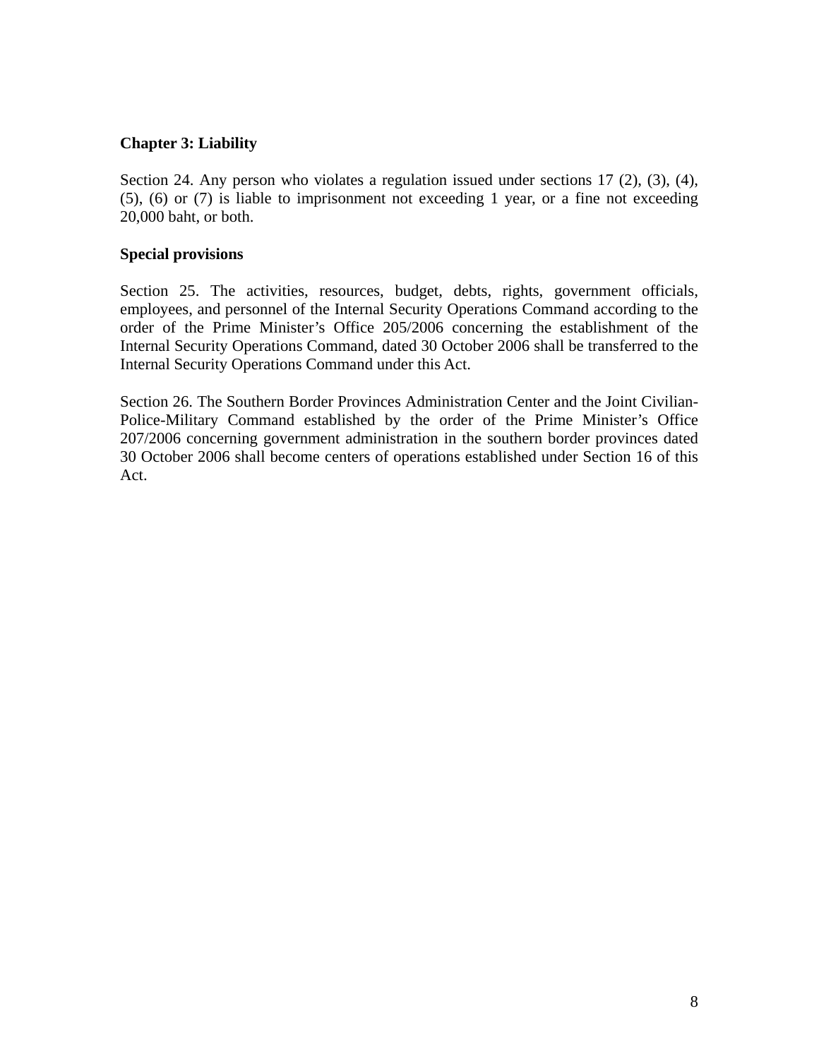**Chapter 3: Liability**

Section 24. Any person who violates a regulation issued under sections 17 (2), (3), (4), (5), (6) or (7) is liable to imprisonment not exceeding 1 year, or a fine not exceeding 20,000 baht, or both.

**Special provisions**

Section 25. The activities, resources, budget, debts, rights, government officials, employees, and personnel of the Internal Security Operations Command according to the order of the Prime Minister's Office 205/2006 concerning the establishment of the Internal Security Operations Command, dated 30 October 2006 shall be transferred to the Internal Security Operations Command under this Act.

Section 26. The Southern Border Provinces Administration Center and the Joint Civilian-Police-Military Command established by the order of the Prime Minister's Office 207/2006 concerning government administration in the southern border provinces dated 30 October 2006 shall become centers of operations established under Section 16 of this Act.